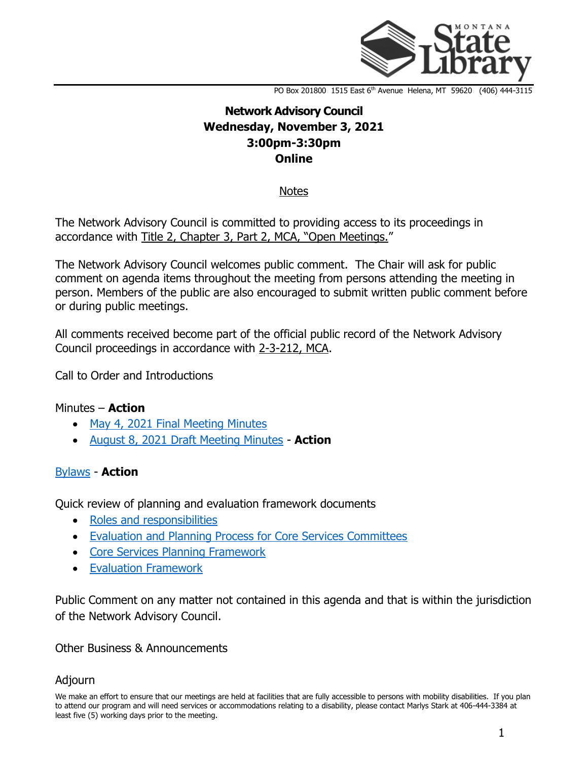PO Box 201800 1515 East 6th Avenue Helena, MT 59620 (406) 444-3115

# Network Advisory Council
## Wednesday, November 3, 2021
## 3:00pm-3:30pm
## Online

Notes

The Network Advisory Council is committed to providing access to its proceedings in accordance with Title 2, Chapter 3, Part 2, MCA, "Open Meetings."

The Network Advisory Council welcomes public comment. The Chair will ask for public comment on agenda items throughout the meeting from persons attending the meeting in person. Members of the public are also encouraged to submit written public comment before or during public meetings.

All comments received become part of the official public record of the Network Advisory Council proceedings in accordance with 2-3-212, MCA.

Call to Order and Introductions

Minutes – **Action**

- May 4, 2021 Final Meeting Minutes
- August 8, 2021 Draft Meeting Minutes - **Action**

Bylaws - **Action**

Quick review of planning and evaluation framework documents

- Roles and responsibilities
- Evaluation and Planning Process for Core Services Committees
- Core Services Planning Framework
- Evaluation Framework

Public Comment on any matter not contained in this agenda and that is within the jurisdiction of the Network Advisory Council.

Other Business & Announcements

Adjourn

We make an effort to ensure that our meetings are held at facilities that are fully accessible to persons with mobility disabilities. If you plan to attend our program and will need services or accommodations relating to a disability, please contact Marlys Stark at 406-444-3384 at least five (5) working days prior to the meeting.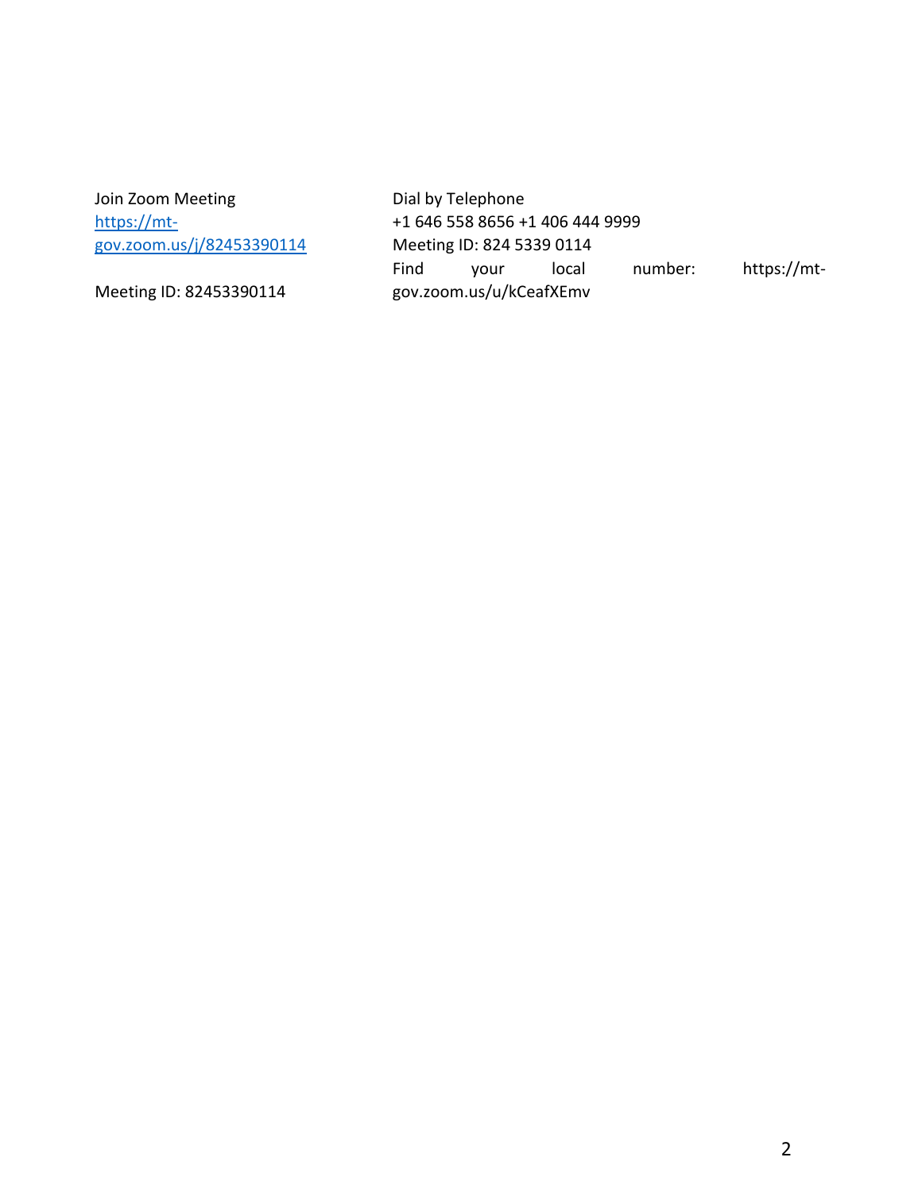Join Zoom Meeting
[https://mt-gov.zoom.us/j/82453390114](https://mt-gov.zoom.us/j/82453390114)

Meeting ID: 82453390114

Dial by Telephone
+1 646 558 8656 +1 406 444 9999
Meeting ID: 824 5339 0114
Find your local number: https://mt-gov.zoom.us/u/kCeafXEmv